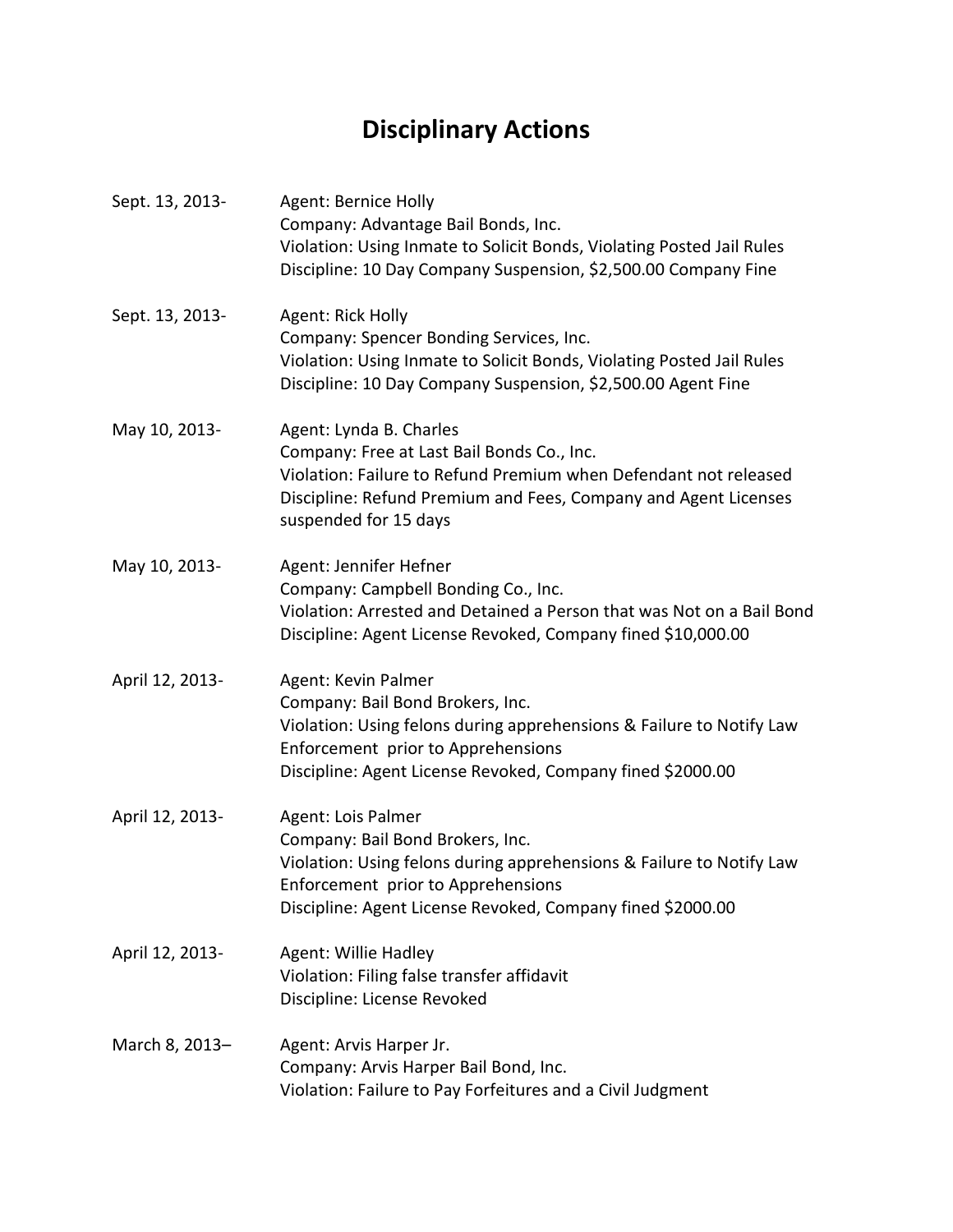# Disciplinary Actions

Sept. 13, 2013- Agent: Bernice Holly
Company: Advantage Bail Bonds, Inc.
Violation: Using Inmate to Solicit Bonds, Violating Posted Jail Rules
Discipline: 10 Day Company Suspension, $2,500.00 Company Fine

Sept. 13, 2013- Agent: Rick Holly
Company: Spencer Bonding Services, Inc.
Violation: Using Inmate to Solicit Bonds, Violating Posted Jail Rules
Discipline: 10 Day Company Suspension, $2,500.00 Agent Fine

May 10, 2013- Agent: Lynda B. Charles
Company: Free at Last Bail Bonds Co., Inc.
Violation: Failure to Refund Premium when Defendant not released
Discipline: Refund Premium and Fees, Company and Agent Licenses suspended for 15 days

May 10, 2013- Agent: Jennifer Hefner
Company: Campbell Bonding Co., Inc.
Violation: Arrested and Detained a Person that was Not on a Bail Bond
Discipline: Agent License Revoked, Company fined $10,000.00

April 12, 2013- Agent: Kevin Palmer
Company: Bail Bond Brokers, Inc.
Violation: Using felons during apprehensions & Failure to Notify Law Enforcement prior to Apprehensions
Discipline: Agent License Revoked, Company fined $2000.00

April 12, 2013- Agent: Lois Palmer
Company: Bail Bond Brokers, Inc.
Violation: Using felons during apprehensions & Failure to Notify Law Enforcement prior to Apprehensions
Discipline: Agent License Revoked, Company fined $2000.00

April 12, 2013- Agent: Willie Hadley
Violation: Filing false transfer affidavit
Discipline: License Revoked

March 8, 2013– Agent: Arvis Harper Jr.
Company: Arvis Harper Bail Bond, Inc.
Violation: Failure to Pay Forfeitures and a Civil Judgment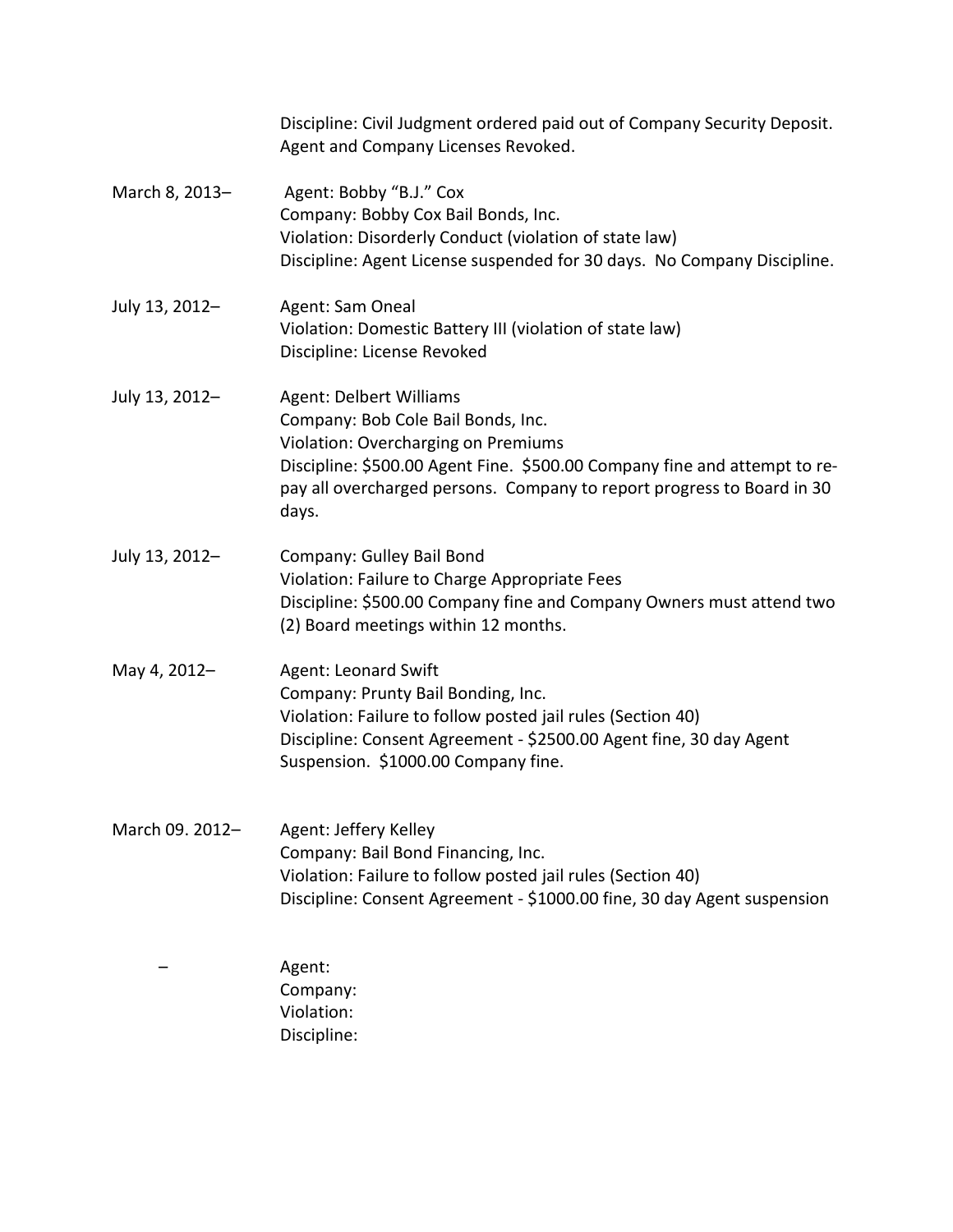Discipline: Civil Judgment ordered paid out of Company Security Deposit. Agent and Company Licenses Revoked.

March 8, 2013– Agent: Bobby "B.J." Cox
Company: Bobby Cox Bail Bonds, Inc.
Violation: Disorderly Conduct (violation of state law)
Discipline: Agent License suspended for 30 days. No Company Discipline.

July 13, 2012– Agent: Sam Oneal
Violation: Domestic Battery III (violation of state law)
Discipline: License Revoked

July 13, 2012– Agent: Delbert Williams
Company: Bob Cole Bail Bonds, Inc.
Violation: Overcharging on Premiums
Discipline: $500.00 Agent Fine. $500.00 Company fine and attempt to re-pay all overcharged persons. Company to report progress to Board in 30 days.

July 13, 2012– Company: Gulley Bail Bond
Violation: Failure to Charge Appropriate Fees
Discipline: $500.00 Company fine and Company Owners must attend two (2) Board meetings within 12 months.

May 4, 2012– Agent: Leonard Swift
Company: Prunty Bail Bonding, Inc.
Violation: Failure to follow posted jail rules (Section 40)
Discipline: Consent Agreement - $2500.00 Agent fine, 30 day Agent Suspension. $1000.00 Company fine.

March 09. 2012– Agent: Jeffery Kelley
Company: Bail Bond Financing, Inc.
Violation: Failure to follow posted jail rules (Section 40)
Discipline: Consent Agreement - $1000.00 fine, 30 day Agent suspension

– Agent:
Company:
Violation:
Discipline: